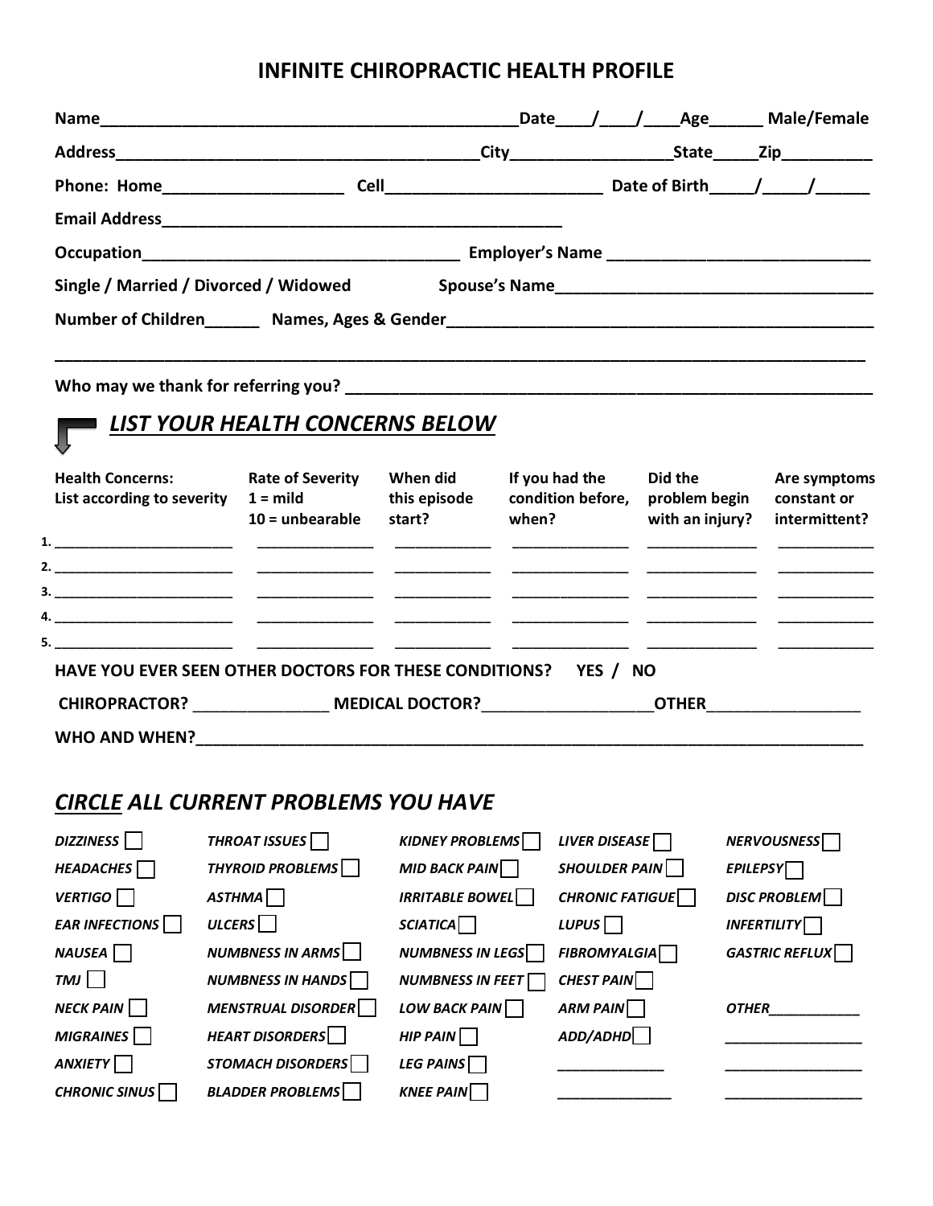# INFINITE CHIROPRACTIC HEALTH PROFILE

**Name**_______________________________________________**Date**___/___/___**Age**_____ **Male/Female**

**Address**_________________________________________**City**_________________**State**_____**Zip**_________

**Phone: Home**____________________ **Cell**________________________ **Date of Birth**_____/_____/______

**Email Address**_______________________________________________

**Occupation**___________________________________ **Employer's Name** ____________________________

**Single / Married / Divorced / Widowed** **Spouse's Name**___________________________________

**Number of Children**______ **Names, Ages & Gender**_______________________________________________

_____________________________________________________________________________________________

**Who may we thank for referring you?** ________________________________________________________

## *LIST YOUR HEALTH CONCERNS BELOW*

| | Health Concerns: List according to severity | Rate of Severity 1 = mild 10 = unbearable | When did this episode start? | If you had the condition before, when? | Did the problem begin with an injury? | Are symptoms constant or intermittent? |
|---|---|---|---|---|---|---|
| 1. | | | | | | |
| 2. | | | | | | |
| 3. | | | | | | |
| 4. | | | | | | |
| 5. | | | | | | |

**HAVE YOU EVER SEEN OTHER DOCTORS FOR THESE CONDITIONS? YES / NO**

**CHIROPRACTOR?** _______________ **MEDICAL DOCTOR?**___________________**OTHER**_________________

**WHO AND WHEN?**_____________________________________________________________________________

## *CIRCLE ALL CURRENT PROBLEMS YOU HAVE*

| | | | | |
|---|---|---|---|---|
| *DIZZINESS* ☐ | *THROAT ISSUES* ☐ | *KIDNEY PROBLEMS* ☐ | *LIVER DISEASE* ☐ | *NERVOUSNESS* ☐ |
| *HEADACHES* ☐ | *THYROID PROBLEMS* ☐ | *MID BACK PAIN* ☐ | *SHOULDER PAIN* ☐ | *EPILEPSY* ☐ |
| *VERTIGO* ☐ | *ASTHMA* ☐ | *IRRITABLE BOWEL* ☐ | *CHRONIC FATIGUE* ☐ | *DISC PROBLEM* ☐ |
| *EAR INFECTIONS* ☐ | *ULCERS* ☐ | *SCIATICA* ☐ | *LUPUS* ☐ | *INFERTILITY* ☐ |
| *NAUSEA* ☐ | *NUMBNESS IN ARMS* ☐ | *NUMBNESS IN LEGS* ☐ | *FIBROMYALGIA* ☐ | *GASTRIC REFLUX* ☐ |
| *TMJ* ☐ | *NUMBNESS IN HANDS* ☐ | *NUMBNESS IN FEET* ☐ | *CHEST PAIN* ☐ | |
| *NECK PAIN* ☐ | *MENSTRUAL DISORDER* ☐ | *LOW BACK PAIN* ☐ | *ARM PAIN* ☐ | *OTHER*___________ |
| *MIGRAINES* ☐ | *HEART DISORDERS* ☐ | *HIP PAIN* ☐ | *ADD/ADHD* ☐ | ________________ |
| *ANXIETY* ☐ | *STOMACH DISORDERS* ☐ | *LEG PAINS* ☐ | _____________ | ________________ |
| *CHRONIC SINUS* ☐ | *BLADDER PROBLEMS* ☐ | *KNEE PAIN* ☐ | _____________ | ________________ |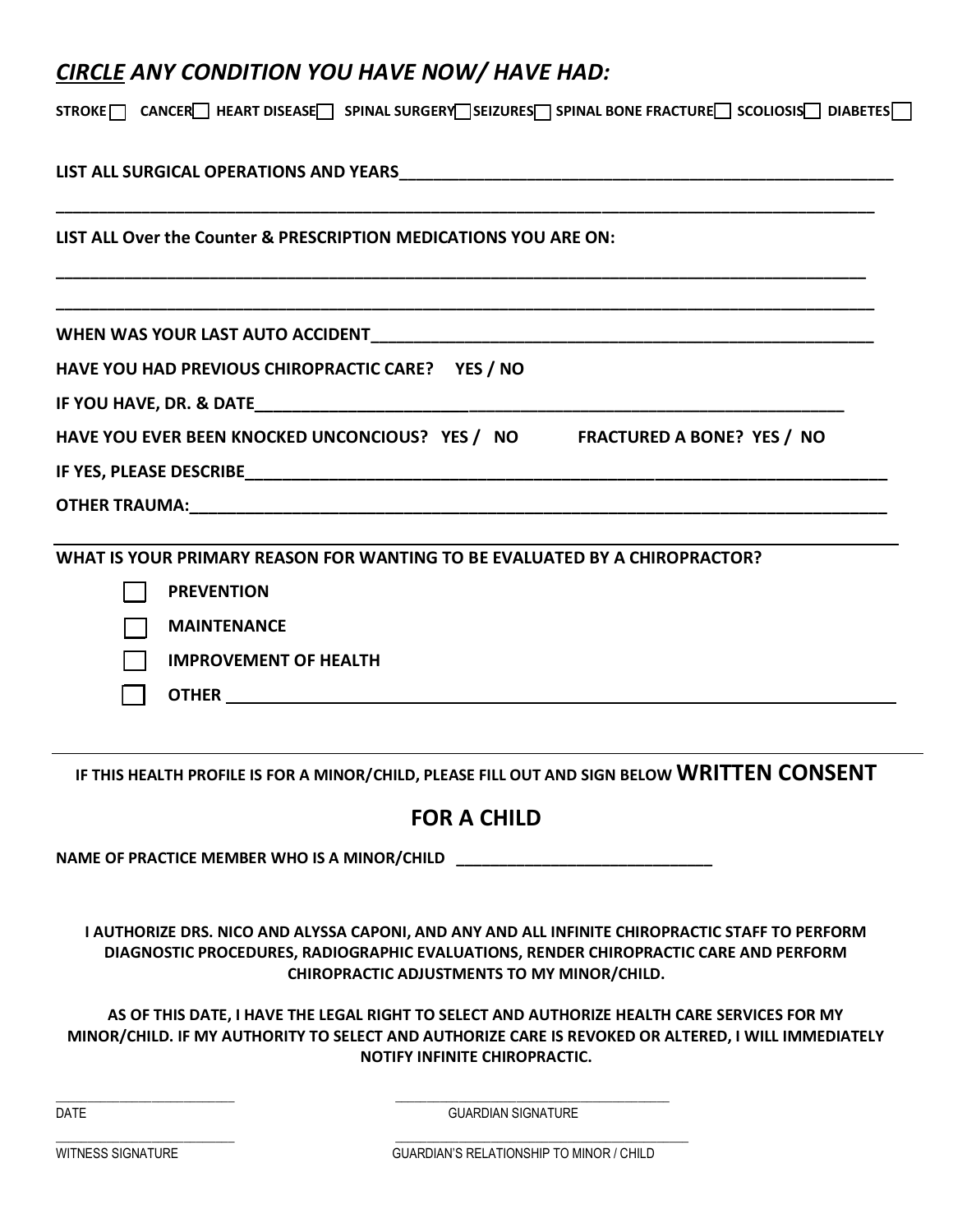## ***CIRCLE* ANY CONDITION YOU HAVE NOW/ HAVE HAD:**

**STROKE ☐ CANCER ☐ HEART DISEASE ☐ SPINAL SURGERY ☐ SEIZURES ☐ SPINAL BONE FRACTURE ☐ SCOLIOSIS ☐ DIABETES ☐**

**LIST ALL SURGICAL OPERATIONS AND YEARS**\_\_\_\_\_\_\_\_\_\_\_\_\_\_\_\_\_\_\_\_\_\_\_\_\_\_\_\_\_\_\_\_\_\_\_\_\_\_\_\_\_\_\_\_

\_\_\_\_\_\_\_\_\_\_\_\_\_\_\_\_\_\_\_\_\_\_\_\_\_\_\_\_\_\_\_\_\_\_\_\_\_\_\_\_\_\_\_\_\_\_\_\_\_\_\_\_\_\_\_\_\_\_\_\_\_\_\_\_\_\_\_\_\_\_\_\_\_\_\_\_

**LIST ALL Over the Counter & PRESCRIPTION MEDICATIONS YOU ARE ON:**

\_\_\_\_\_\_\_\_\_\_\_\_\_\_\_\_\_\_\_\_\_\_\_\_\_\_\_\_\_\_\_\_\_\_\_\_\_\_\_\_\_\_\_\_\_\_\_\_\_\_\_\_\_\_\_\_\_\_\_\_\_\_\_\_\_\_\_\_\_\_\_\_\_\_\_\_

\_\_\_\_\_\_\_\_\_\_\_\_\_\_\_\_\_\_\_\_\_\_\_\_\_\_\_\_\_\_\_\_\_\_\_\_\_\_\_\_\_\_\_\_\_\_\_\_\_\_\_\_\_\_\_\_\_\_\_\_\_\_\_\_\_\_\_\_\_\_\_\_\_\_\_\_

**WHEN WAS YOUR LAST AUTO ACCIDENT**\_\_\_\_\_\_\_\_\_\_\_\_\_\_\_\_\_\_\_\_\_\_\_\_\_\_\_\_\_\_\_\_\_\_\_\_\_\_\_\_\_\_\_\_

**HAVE YOU HAD PREVIOUS CHIROPRACTIC CARE? YES / NO**

**IF YOU HAVE, DR. & DATE**\_\_\_\_\_\_\_\_\_\_\_\_\_\_\_\_\_\_\_\_\_\_\_\_\_\_\_\_\_\_\_\_\_\_\_\_\_\_\_\_\_\_\_\_\_\_\_\_\_\_

**HAVE YOU EVER BEEN KNOCKED UNCONCIOUS? YES / NO FRACTURED A BONE? YES / NO**

**IF YES, PLEASE DESCRIBE**\_\_\_\_\_\_\_\_\_\_\_\_\_\_\_\_\_\_\_\_\_\_\_\_\_\_\_\_\_\_\_\_\_\_\_\_\_\_\_\_\_\_\_\_\_\_\_\_\_\_\_\_\_\_

**OTHER TRAUMA:**\_\_\_\_\_\_\_\_\_\_\_\_\_\_\_\_\_\_\_\_\_\_\_\_\_\_\_\_\_\_\_\_\_\_\_\_\_\_\_\_\_\_\_\_\_\_\_\_\_\_\_\_\_\_\_\_\_\_\_\_

---

**WHAT IS YOUR PRIMARY REASON FOR WANTING TO BE EVALUATED BY A CHIROPRACTOR?**

- ☐ **PREVENTION**
- ☐ **MAINTENANCE**
- ☐ **IMPROVEMENT OF HEALTH**
- ☐ **OTHER** \_\_\_\_\_\_\_\_\_\_\_\_\_\_\_\_\_\_\_\_\_\_\_\_\_\_\_\_\_\_\_\_\_\_\_\_\_\_\_\_\_\_\_\_\_\_\_\_\_\_\_\_\_\_\_\_

---

**IF THIS HEALTH PROFILE IS FOR A MINOR/CHILD, PLEASE FILL OUT AND SIGN BELOW WRITTEN CONSENT**

## **FOR A CHILD**

**NAME OF PRACTICE MEMBER WHO IS A MINOR/CHILD** \_\_\_\_\_\_\_\_\_\_\_\_\_\_\_\_\_\_\_\_\_\_\_\_\_\_\_\_\_\_

**I AUTHORIZE DRS. NICO AND ALYSSA CAPONI, AND ANY AND ALL INFINITE CHIROPRACTIC STAFF TO PERFORM DIAGNOSTIC PROCEDURES, RADIOGRAPHIC EVALUATIONS, RENDER CHIROPRACTIC CARE AND PERFORM CHIROPRACTIC ADJUSTMENTS TO MY MINOR/CHILD.**

**AS OF THIS DATE, I HAVE THE LEGAL RIGHT TO SELECT AND AUTHORIZE HEALTH CARE SERVICES FOR MY MINOR/CHILD. IF MY AUTHORITY TO SELECT AND AUTHORIZE CARE IS REVOKED OR ALTERED, I WILL IMMEDIATELY NOTIFY INFINITE CHIROPRACTIC.**

\_\_\_\_\_\_\_\_\_\_\_\_\_\_\_\_\_\_\_\_\_\_\_\_\_\_ \_\_\_\_\_\_\_\_\_\_\_\_\_\_\_\_\_\_\_\_\_\_\_\_\_\_\_\_\_\_\_\_\_\_\_\_\_\_\_\_
DATE GUARDIAN SIGNATURE

\_\_\_\_\_\_\_\_\_\_\_\_\_\_\_\_\_\_\_\_\_\_\_\_\_\_ \_\_\_\_\_\_\_\_\_\_\_\_\_\_\_\_\_\_\_\_\_\_\_\_\_\_\_\_\_\_\_\_\_\_\_\_\_\_\_\_
WITNESS SIGNATURE GUARDIAN'S RELATIONSHIP TO MINOR / CHILD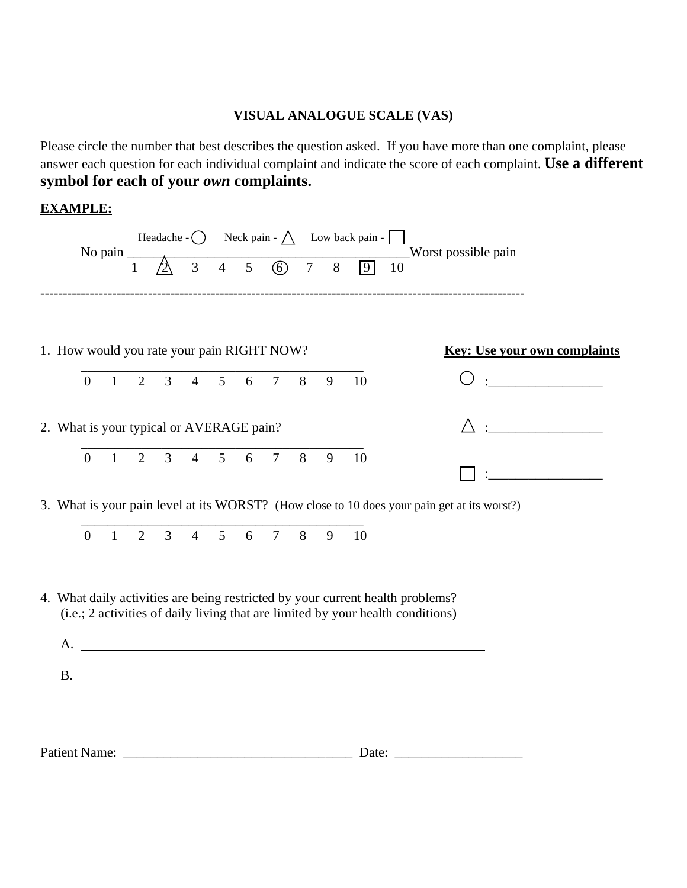# VISUAL ANALOGUE SCALE (VAS)

Please circle the number that best describes the question asked. If you have more than one complaint, please answer each question for each individual complaint and indicate the score of each complaint. **Use a different symbol for each of your *own* complaints.**

**EXAMPLE:**

Headache - ○ Neck pain - △ Low back pain - □

No pain \_\_\_\_\_\_\_\_\_\_\_\_\_\_\_\_\_\_\_\_\_\_\_\_\_\_\_\_\_\_\_\_\_\_\_\_\_\_\_\_ Worst possible pain

1 △2 3 4 5 ○6 7 8 □9 10

---

1. How would you rate your pain RIGHT NOW?

   \_\_\_\_\_\_\_\_\_\_\_\_\_\_\_\_\_\_\_\_\_\_\_\_\_\_\_\_\_\_\_\_\_\_\_\_\_\_\_\_

   0 1 2 3 4 5 6 7 8 9 10

2. What is your typical or AVERAGE pain?

   \_\_\_\_\_\_\_\_\_\_\_\_\_\_\_\_\_\_\_\_\_\_\_\_\_\_\_\_\_\_\_\_\_\_\_\_\_\_\_\_

   0 1 2 3 4 5 6 7 8 9 10

3. What is your pain level at its WORST? (How close to 10 does your pain get at its worst?)

   \_\_\_\_\_\_\_\_\_\_\_\_\_\_\_\_\_\_\_\_\_\_\_\_\_\_\_\_\_\_\_\_\_\_\_\_\_\_\_\_

   0 1 2 3 4 5 6 7 8 9 10

**Key: Use your own complaints**

○ :\_\_\_\_\_\_\_\_\_\_\_\_\_\_\_\_

△ :\_\_\_\_\_\_\_\_\_\_\_\_\_\_\_\_

□ :\_\_\_\_\_\_\_\_\_\_\_\_\_\_\_\_

4. What daily activities are being restricted by your current health problems?
   (i.e.; 2 activities of daily living that are limited by your health conditions)

   A. \_\_\_\_\_\_\_\_\_\_\_\_\_\_\_\_\_\_\_\_\_\_\_\_\_\_\_\_\_\_\_\_\_\_\_\_\_\_\_\_\_\_\_\_\_\_\_\_\_\_\_\_\_\_\_\_\_\_\_\_

   B. \_\_\_\_\_\_\_\_\_\_\_\_\_\_\_\_\_\_\_\_\_\_\_\_\_\_\_\_\_\_\_\_\_\_\_\_\_\_\_\_\_\_\_\_\_\_\_\_\_\_\_\_\_\_\_\_\_\_\_\_

Patient Name: \_\_\_\_\_\_\_\_\_\_\_\_\_\_\_\_\_\_\_\_\_\_\_\_\_\_\_\_\_\_\_\_\_\_ Date: \_\_\_\_\_\_\_\_\_\_\_\_\_\_\_\_\_\_\_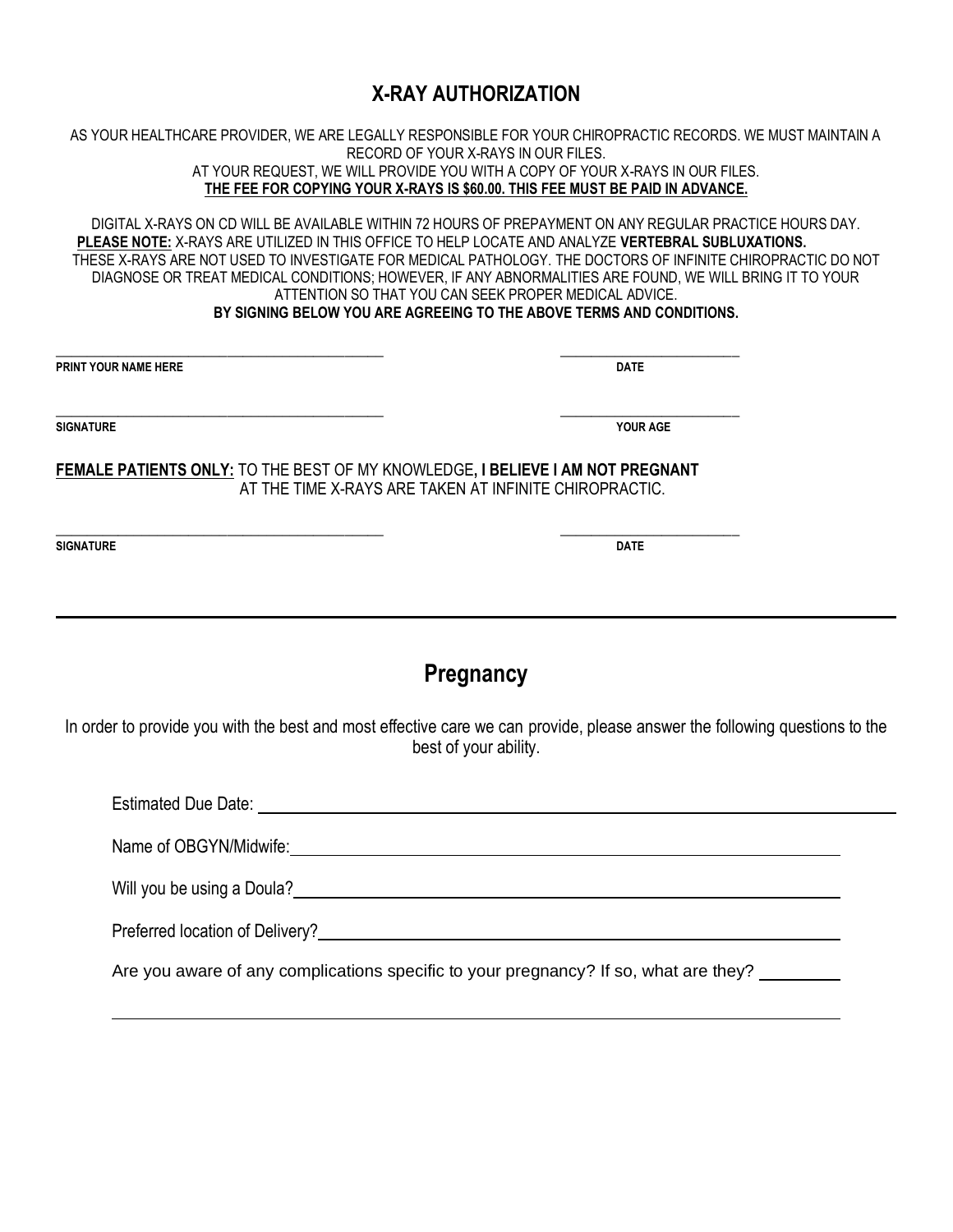## X-RAY AUTHORIZATION

AS YOUR HEALTHCARE PROVIDER, WE ARE LEGALLY RESPONSIBLE FOR YOUR CHIROPRACTIC RECORDS. WE MUST MAINTAIN A RECORD OF YOUR X-RAYS IN OUR FILES.
AT YOUR REQUEST, WE WILL PROVIDE YOU WITH A COPY OF YOUR X-RAYS IN OUR FILES.
**THE FEE FOR COPYING YOUR X-RAYS IS $60.00. THIS FEE MUST BE PAID IN ADVANCE.**

DIGITAL X-RAYS ON CD WILL BE AVAILABLE WITHIN 72 HOURS OF PREPAYMENT ON ANY REGULAR PRACTICE HOURS DAY.
**PLEASE NOTE:** X-RAYS ARE UTILIZED IN THIS OFFICE TO HELP LOCATE AND ANALYZE **VERTEBRAL SUBLUXATIONS.**
THESE X-RAYS ARE NOT USED TO INVESTIGATE FOR MEDICAL PATHOLOGY. THE DOCTORS OF INFINITE CHIROPRACTIC DO NOT DIAGNOSE OR TREAT MEDICAL CONDITIONS; HOWEVER, IF ANY ABNORMALITIES ARE FOUND, WE WILL BRING IT TO YOUR ATTENTION SO THAT YOU CAN SEEK PROPER MEDICAL ADVICE.
**BY SIGNING BELOW YOU ARE AGREEING TO THE ABOVE TERMS AND CONDITIONS.**

________________________________________ ____________________
**PRINT YOUR NAME HERE** **DATE**

________________________________________ ____________________
**SIGNATURE** **YOUR AGE**

**FEMALE PATIENTS ONLY:** TO THE BEST OF MY KNOWLEDGE**, I BELIEVE I AM NOT PREGNANT** AT THE TIME X-RAYS ARE TAKEN AT INFINITE CHIROPRACTIC.

________________________________________ ____________________
**SIGNATURE** **DATE**

---

## Pregnancy

In order to provide you with the best and most effective care we can provide, please answer the following questions to the best of your ability.

Estimated Due Date: ____________________________________________

Name of OBGYN/Midwife: ____________________________________________

Will you be using a Doula? ____________________________________________

Preferred location of Delivery? ____________________________________________

Are you aware of any complications specific to your pregnancy? If so, what are they? __________

____________________________________________________________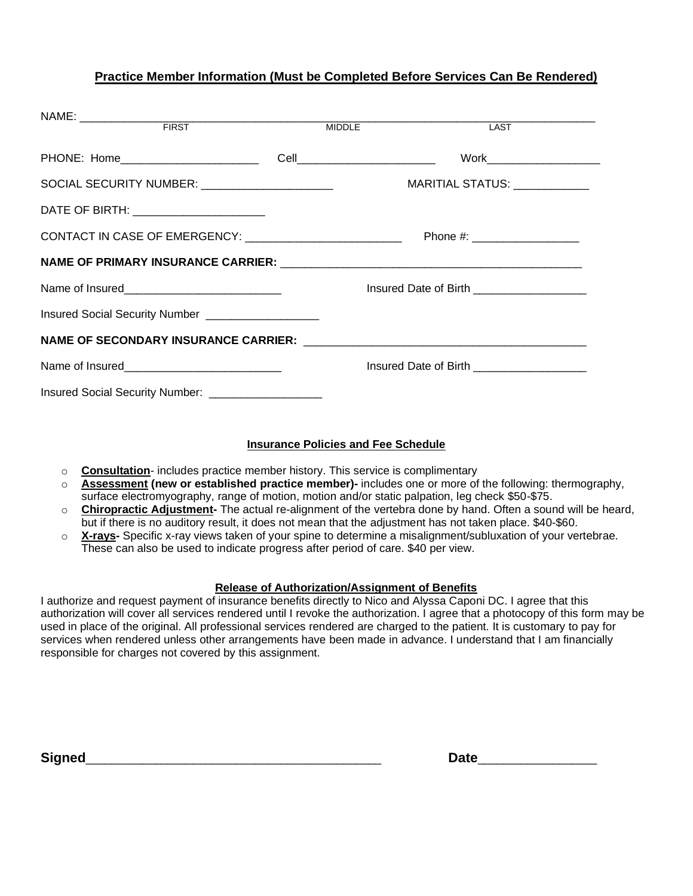**Practice Member Information (Must be Completed Before Services Can Be Rendered)**

NAME: ______________________________________________________________________________
FIRST MIDDLE LAST

PHONE: Home______________________ Cell______________________ Work__________________

SOCIAL SECURITY NUMBER: _____________________ MARITIAL STATUS: ____________

DATE OF BIRTH: _____________________

CONTACT IN CASE OF EMERGENCY: _________________________ Phone #: _________________

**NAME OF PRIMARY INSURANCE CARRIER:** _________________________________________________

Name of Insured_________________________ Insured Date of Birth __________________

Insured Social Security Number __________________

**NAME OF SECONDARY INSURANCE CARRIER:** ______________________________________________

Name of Insured_________________________ Insured Date of Birth __________________

Insured Social Security Number: __________________

**Insurance Policies and Fee Schedule**

- **Consultation**- includes practice member history. This service is complimentary
- **Assessment (new or established practice member)-** includes one or more of the following: thermography, surface electromyography, range of motion, motion and/or static palpation, leg check $50-$75.
- **Chiropractic Adjustment-** The actual re-alignment of the vertebra done by hand. Often a sound will be heard, but if there is no auditory result, it does not mean that the adjustment has not taken place. $40-$60.
- **X-rays-** Specific x-ray views taken of your spine to determine a misalignment/subluxation of your vertebrae. These can also be used to indicate progress after period of care. $40 per view.

**Release of Authorization/Assignment of Benefits**

I authorize and request payment of insurance benefits directly to Nico and Alyssa Caponi DC. I agree that this authorization will cover all services rendered until I revoke the authorization. I agree that a photocopy of this form may be used in place of the original. All professional services rendered are charged to the patient. It is customary to pay for services when rendered unless other arrangements have been made in advance. I understand that I am financially responsible for charges not covered by this assignment.

**Signed**_________________________________________ **Date**________________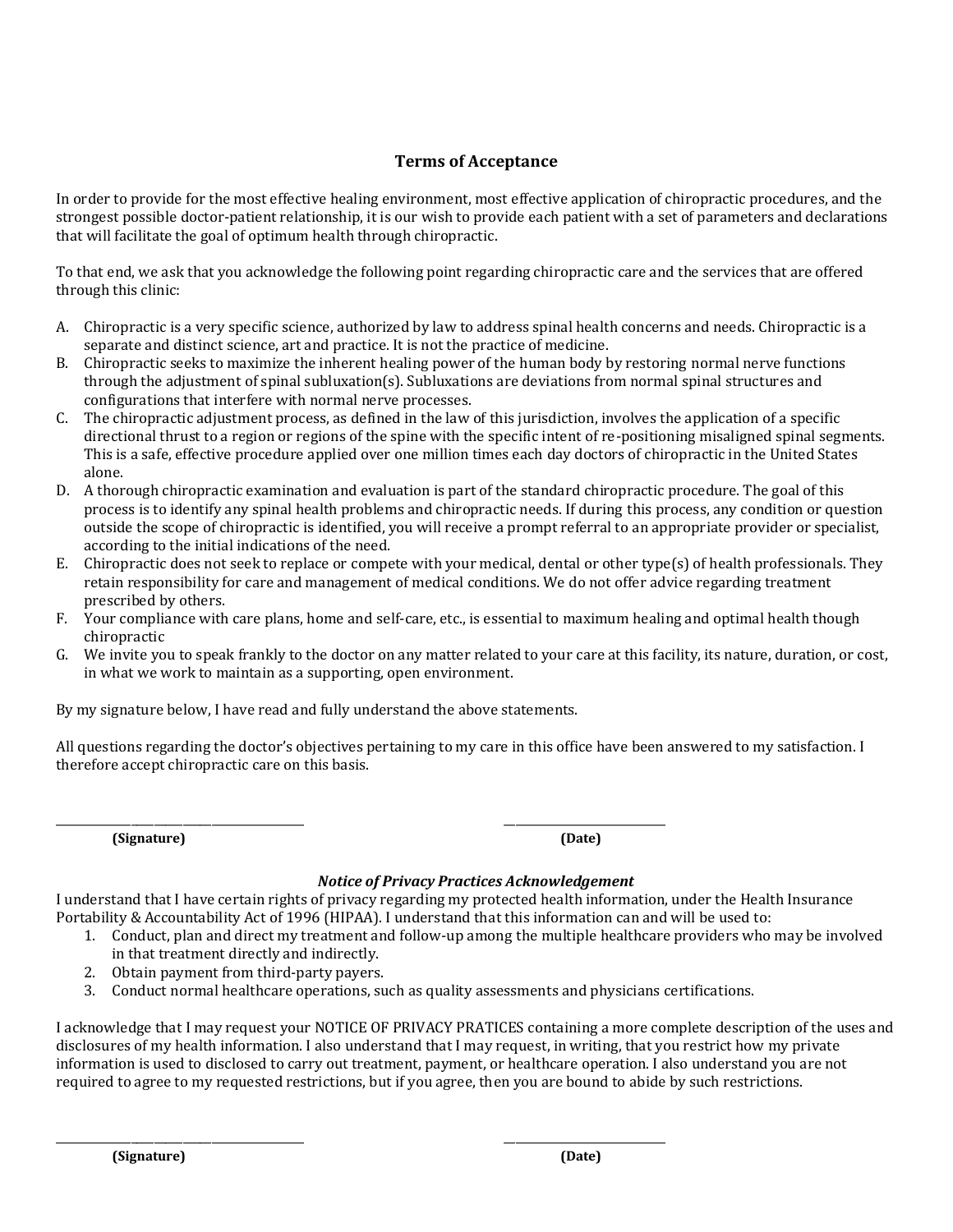## Terms of Acceptance

In order to provide for the most effective healing environment, most effective application of chiropractic procedures, and the strongest possible doctor-patient relationship, it is our wish to provide each patient with a set of parameters and declarations that will facilitate the goal of optimum health through chiropractic.

To that end, we ask that you acknowledge the following point regarding chiropractic care and the services that are offered through this clinic:

A. Chiropractic is a very specific science, authorized by law to address spinal health concerns and needs. Chiropractic is a separate and distinct science, art and practice. It is not the practice of medicine.
B. Chiropractic seeks to maximize the inherent healing power of the human body by restoring normal nerve functions through the adjustment of spinal subluxation(s). Subluxations are deviations from normal spinal structures and configurations that interfere with normal nerve processes.
C. The chiropractic adjustment process, as defined in the law of this jurisdiction, involves the application of a specific directional thrust to a region or regions of the spine with the specific intent of re-positioning misaligned spinal segments. This is a safe, effective procedure applied over one million times each day doctors of chiropractic in the United States alone.
D. A thorough chiropractic examination and evaluation is part of the standard chiropractic procedure. The goal of this process is to identify any spinal health problems and chiropractic needs. If during this process, any condition or question outside the scope of chiropractic is identified, you will receive a prompt referral to an appropriate provider or specialist, according to the initial indications of the need.
E. Chiropractic does not seek to replace or compete with your medical, dental or other type(s) of health professionals. They retain responsibility for care and management of medical conditions. We do not offer advice regarding treatment prescribed by others.
F. Your compliance with care plans, home and self-care, etc., is essential to maximum healing and optimal health though chiropractic
G. We invite you to speak frankly to the doctor on any matter related to your care at this facility, its nature, duration, or cost, in what we work to maintain as a supporting, open environment.

By my signature below, I have read and fully understand the above statements.

All questions regarding the doctor's objectives pertaining to my care in this office have been answered to my satisfaction. I therefore accept chiropractic care on this basis.

\_\_\_\_\_\_\_\_\_\_\_\_\_\_\_\_\_\_\_\_\_\_\_\_\_\_\_\_\_\_\_\_\_\_\_\_\_\_ \_\_\_\_\_\_\_\_\_\_\_\_\_\_\_\_\_\_\_\_\_\_\_\_\_\_

**(Signature)** **(Date)**

***Notice of Privacy Practices Acknowledgement***

I understand that I have certain rights of privacy regarding my protected health information, under the Health Insurance Portability & Accountability Act of 1996 (HIPAA). I understand that this information can and will be used to:

1. Conduct, plan and direct my treatment and follow-up among the multiple healthcare providers who may be involved in that treatment directly and indirectly.
2. Obtain payment from third-party payers.
3. Conduct normal healthcare operations, such as quality assessments and physicians certifications.

I acknowledge that I may request your NOTICE OF PRIVACY PRATICES containing a more complete description of the uses and disclosures of my health information. I also understand that I may request, in writing, that you restrict how my private information is used to disclosed to carry out treatment, payment, or healthcare operation. I also understand you are not required to agree to my requested restrictions, but if you agree, then you are bound to abide by such restrictions.

\_\_\_\_\_\_\_\_\_\_\_\_\_\_\_\_\_\_\_\_\_\_\_\_\_\_\_\_\_\_\_\_\_\_\_\_\_\_ \_\_\_\_\_\_\_\_\_\_\_\_\_\_\_\_\_\_\_\_\_\_\_\_\_\_

**(Signature)** **(Date)**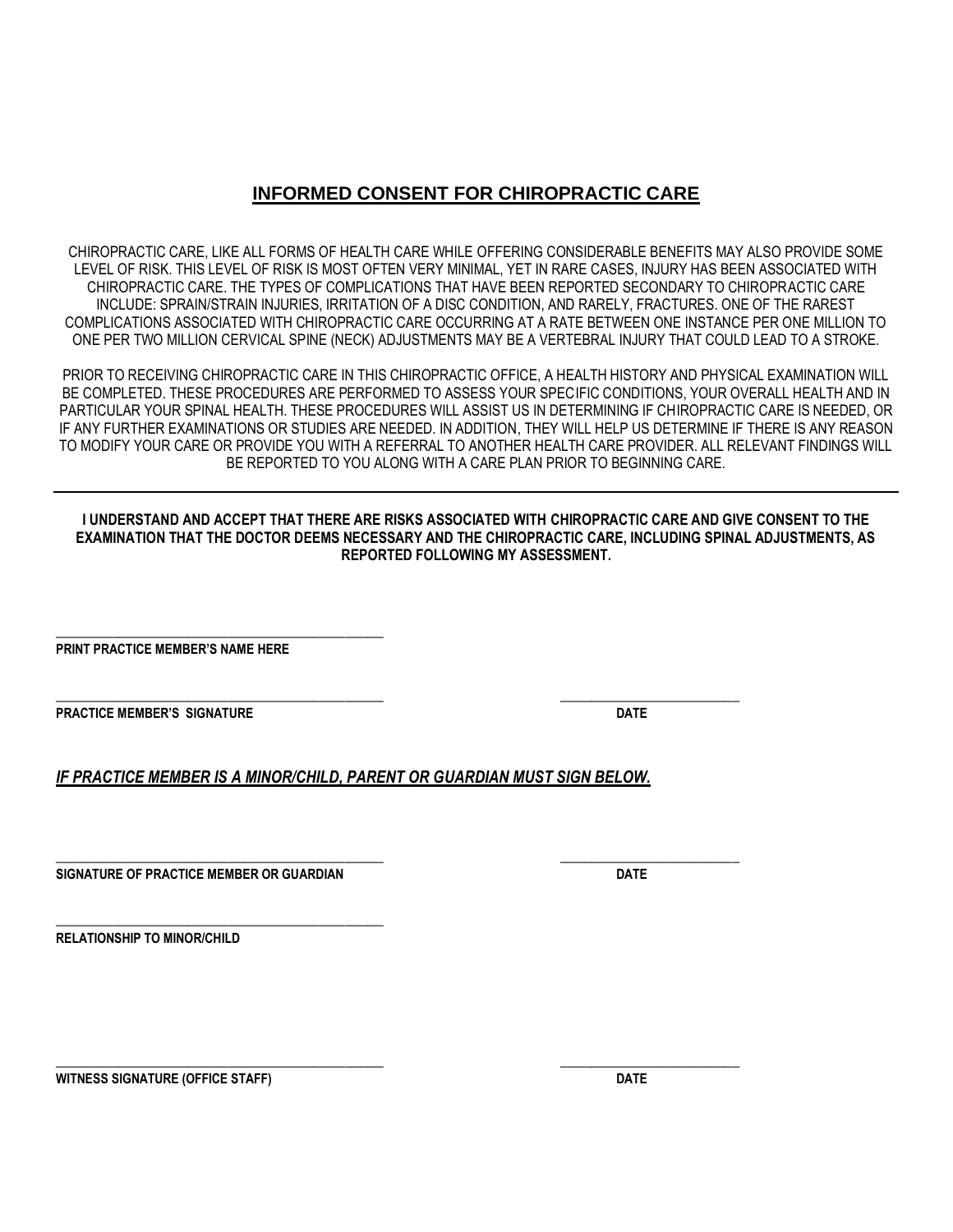# INFORMED CONSENT FOR CHIROPRACTIC CARE

CHIROPRACTIC CARE, LIKE ALL FORMS OF HEALTH CARE WHILE OFFERING CONSIDERABLE BENEFITS MAY ALSO PROVIDE SOME LEVEL OF RISK. THIS LEVEL OF RISK IS MOST OFTEN VERY MINIMAL, YET IN RARE CASES, INJURY HAS BEEN ASSOCIATED WITH CHIROPRACTIC CARE. THE TYPES OF COMPLICATIONS THAT HAVE BEEN REPORTED SECONDARY TO CHIROPRACTIC CARE INCLUDE: SPRAIN/STRAIN INJURIES, IRRITATION OF A DISC CONDITION, AND RARELY, FRACTURES. ONE OF THE RAREST COMPLICATIONS ASSOCIATED WITH CHIROPRACTIC CARE OCCURRING AT A RATE BETWEEN ONE INSTANCE PER ONE MILLION TO ONE PER TWO MILLION CERVICAL SPINE (NECK) ADJUSTMENTS MAY BE A VERTEBRAL INJURY THAT COULD LEAD TO A STROKE.

PRIOR TO RECEIVING CHIROPRACTIC CARE IN THIS CHIROPRACTIC OFFICE, A HEALTH HISTORY AND PHYSICAL EXAMINATION WILL BE COMPLETED. THESE PROCEDURES ARE PERFORMED TO ASSESS YOUR SPECIFIC CONDITIONS, YOUR OVERALL HEALTH AND IN PARTICULAR YOUR SPINAL HEALTH. THESE PROCEDURES WILL ASSIST US IN DETERMINING IF CHIROPRACTIC CARE IS NEEDED, OR IF ANY FURTHER EXAMINATIONS OR STUDIES ARE NEEDED. IN ADDITION, THEY WILL HELP US DETERMINE IF THERE IS ANY REASON TO MODIFY YOUR CARE OR PROVIDE YOU WITH A REFERRAL TO ANOTHER HEALTH CARE PROVIDER. ALL RELEVANT FINDINGS WILL BE REPORTED TO YOU ALONG WITH A CARE PLAN PRIOR TO BEGINNING CARE.

---

**I UNDERSTAND AND ACCEPT THAT THERE ARE RISKS ASSOCIATED WITH CHIROPRACTIC CARE AND GIVE CONSENT TO THE EXAMINATION THAT THE DOCTOR DEEMS NECESSARY AND THE CHIROPRACTIC CARE, INCLUDING SPINAL ADJUSTMENTS, AS REPORTED FOLLOWING MY ASSESSMENT.**

\_\_\_\_\_\_\_\_\_\_\_\_\_\_\_\_\_\_\_\_\_\_\_\_\_\_\_\_\_\_\_\_\_\_\_\_\_\_\_\_\_\_
**PRINT PRACTICE MEMBER'S NAME HERE**

\_\_\_\_\_\_\_\_\_\_\_\_\_\_\_\_\_\_\_\_\_\_\_\_\_\_\_\_\_\_\_\_\_\_\_\_\_\_\_\_\_\_ \_\_\_\_\_\_\_\_\_\_\_\_\_\_\_\_\_\_\_\_\_\_\_
**PRACTICE MEMBER'S SIGNATURE** **DATE**

***IF PRACTICE MEMBER IS A MINOR/CHILD, PARENT OR GUARDIAN MUST SIGN BELOW.***

\_\_\_\_\_\_\_\_\_\_\_\_\_\_\_\_\_\_\_\_\_\_\_\_\_\_\_\_\_\_\_\_\_\_\_\_\_\_\_\_\_\_ \_\_\_\_\_\_\_\_\_\_\_\_\_\_\_\_\_\_\_\_\_\_\_
**SIGNATURE OF PRACTICE MEMBER OR GUARDIAN** **DATE**

\_\_\_\_\_\_\_\_\_\_\_\_\_\_\_\_\_\_\_\_\_\_\_\_\_\_\_\_\_\_\_\_\_\_\_\_\_\_\_\_\_\_
**RELATIONSHIP TO MINOR/CHILD**

\_\_\_\_\_\_\_\_\_\_\_\_\_\_\_\_\_\_\_\_\_\_\_\_\_\_\_\_\_\_\_\_\_\_\_\_\_\_\_\_\_\_ \_\_\_\_\_\_\_\_\_\_\_\_\_\_\_\_\_\_\_\_\_\_\_
**WITNESS SIGNATURE (OFFICE STAFF)** **DATE**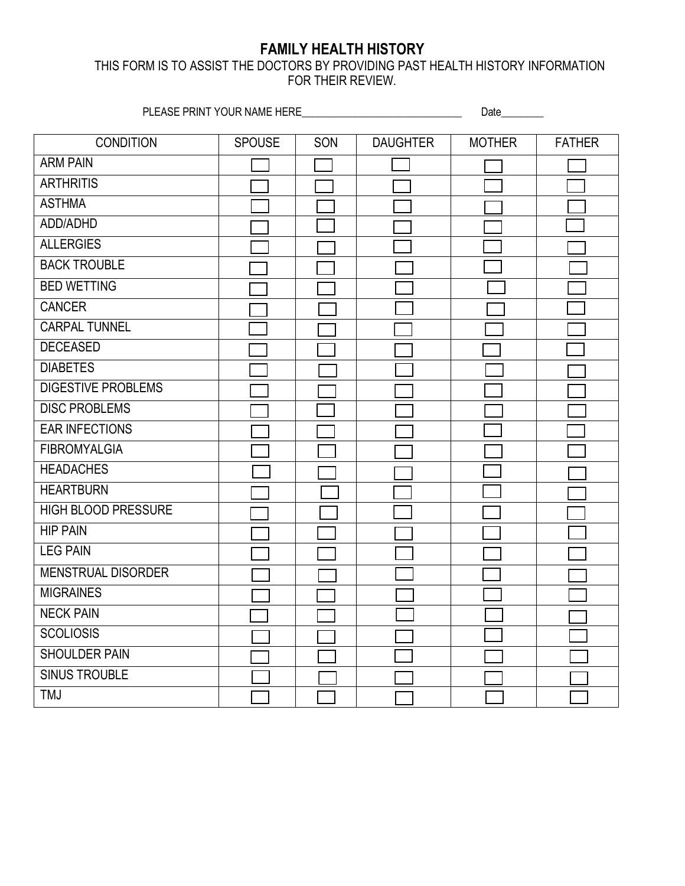# FAMILY HEALTH HISTORY

THIS FORM IS TO ASSIST THE DOCTORS BY PROVIDING PAST HEALTH HISTORY INFORMATION FOR THEIR REVIEW.

PLEASE PRINT YOUR NAME HERE_______________________________ Date________

| CONDITION | SPOUSE | SON | DAUGHTER | MOTHER | FATHER |
|---|---|---|---|---|---|
| ARM PAIN | ☐ | ☐ | ☐ | ☐ | ☐ |
| ARTHRITIS | ☐ | ☐ | ☐ | ☐ | ☐ |
| ASTHMA | ☐ | ☐ | ☐ | ☐ | ☐ |
| ADD/ADHD | ☐ | ☐ | ☐ | ☐ | ☐ |
| ALLERGIES | ☐ | ☐ | ☐ | ☐ | ☐ |
| BACK TROUBLE | ☐ | ☐ | ☐ | ☐ | ☐ |
| BED WETTING | ☐ | ☐ | ☐ | ☐ | ☐ |
| CANCER | ☐ | ☐ | ☐ | ☐ | ☐ |
| CARPAL TUNNEL | ☐ | ☐ | ☐ | ☐ | ☐ |
| DECEASED | ☐ | ☐ | ☐ | ☐ | ☐ |
| DIABETES | ☐ | ☐ | ☐ | ☐ | ☐ |
| DIGESTIVE PROBLEMS | ☐ | ☐ | ☐ | ☐ | ☐ |
| DISC PROBLEMS | ☐ | ☐ | ☐ | ☐ | ☐ |
| EAR INFECTIONS | ☐ | ☐ | ☐ | ☐ | ☐ |
| FIBROMYALGIA | ☐ | ☐ | ☐ | ☐ | ☐ |
| HEADACHES | ☐ | ☐ | ☐ | ☐ | ☐ |
| HEARTBURN | ☐ | ☐ | ☐ | ☐ | ☐ |
| HIGH BLOOD PRESSURE | ☐ | ☐ | ☐ | ☐ | ☐ |
| HIP PAIN | ☐ | ☐ | ☐ | ☐ | ☐ |
| LEG PAIN | ☐ | ☐ | ☐ | ☐ | ☐ |
| MENSTRUAL DISORDER | ☐ | ☐ | ☐ | ☐ | ☐ |
| MIGRAINES | ☐ | ☐ | ☐ | ☐ | ☐ |
| NECK PAIN | ☐ | ☐ | ☐ | ☐ | ☐ |
| SCOLIOSIS | ☐ | ☐ | ☐ | ☐ | ☐ |
| SHOULDER PAIN | ☐ | ☐ | ☐ | ☐ | ☐ |
| SINUS TROUBLE | ☐ | ☐ | ☐ | ☐ | ☐ |
| TMJ | ☐ | ☐ | ☐ | ☐ | ☐ |